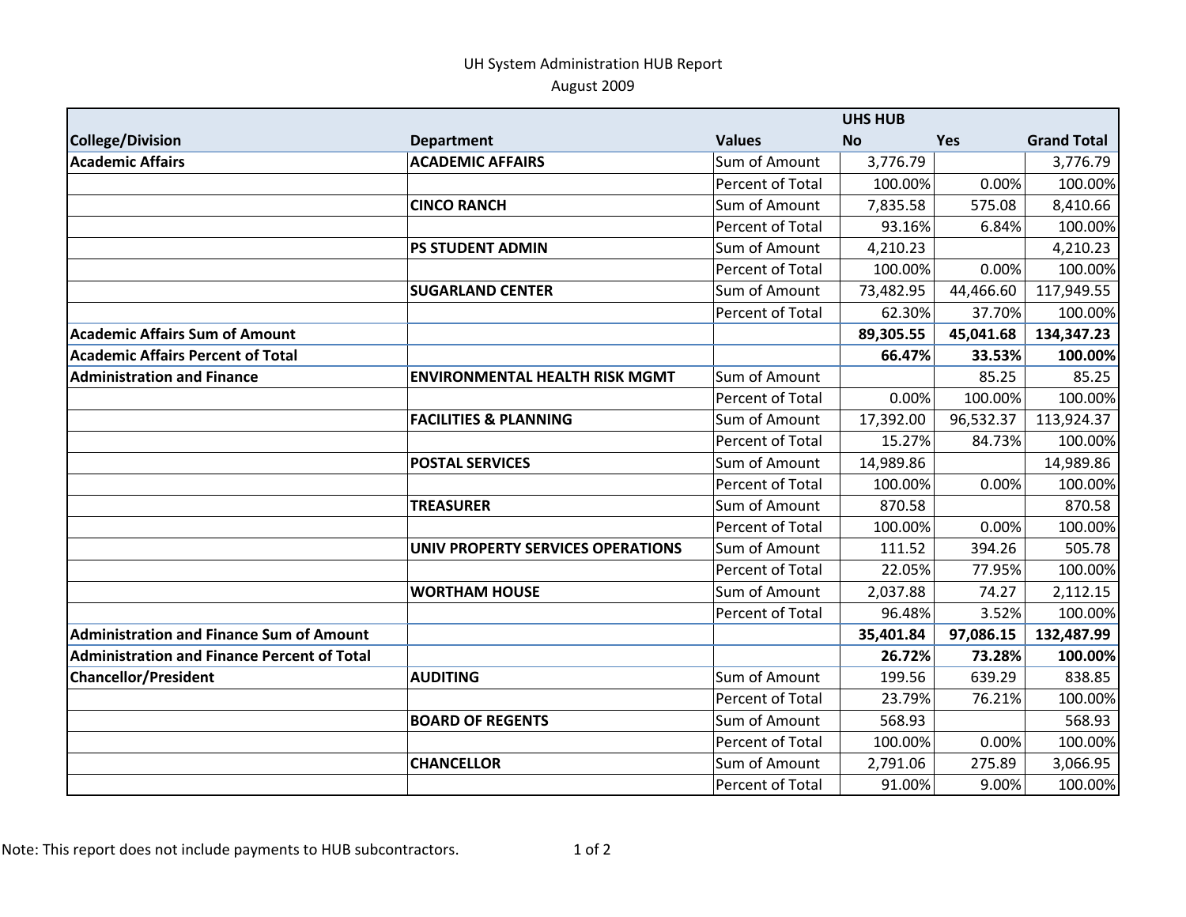UH System Administration HUB Report

August 2009

| College/Division | Department | Values | UHS HUB No | UHS HUB Yes | Grand Total |
|---|---|---|---|---|---|
| **Academic Affairs** | **ACADEMIC AFFAIRS** | Sum of Amount | 3,776.79 | | 3,776.79 |
| | | Percent of Total | 100.00% | 0.00% | 100.00% |
| | **CINCO RANCH** | Sum of Amount | 7,835.58 | 575.08 | 8,410.66 |
| | | Percent of Total | 93.16% | 6.84% | 100.00% |
| | **PS STUDENT ADMIN** | Sum of Amount | 4,210.23 | | 4,210.23 |
| | | Percent of Total | 100.00% | 0.00% | 100.00% |
| | **SUGARLAND CENTER** | Sum of Amount | 73,482.95 | 44,466.60 | 117,949.55 |
| | | Percent of Total | 62.30% | 37.70% | 100.00% |
| **Academic Affairs Sum of Amount** | | | **89,305.55** | **45,041.68** | **134,347.23** |
| **Academic Affairs Percent of Total** | | | **66.47%** | **33.53%** | **100.00%** |
| **Administration and Finance** | **ENVIRONMENTAL HEALTH RISK MGMT** | Sum of Amount | | 85.25 | 85.25 |
| | | Percent of Total | 0.00% | 100.00% | 100.00% |
| | **FACILITIES & PLANNING** | Sum of Amount | 17,392.00 | 96,532.37 | 113,924.37 |
| | | Percent of Total | 15.27% | 84.73% | 100.00% |
| | **POSTAL SERVICES** | Sum of Amount | 14,989.86 | | 14,989.86 |
| | | Percent of Total | 100.00% | 0.00% | 100.00% |
| | **TREASURER** | Sum of Amount | 870.58 | | 870.58 |
| | | Percent of Total | 100.00% | 0.00% | 100.00% |
| | **UNIV PROPERTY SERVICES OPERATIONS** | Sum of Amount | 111.52 | 394.26 | 505.78 |
| | | Percent of Total | 22.05% | 77.95% | 100.00% |
| | **WORTHAM HOUSE** | Sum of Amount | 2,037.88 | 74.27 | 2,112.15 |
| | | Percent of Total | 96.48% | 3.52% | 100.00% |
| **Administration and Finance Sum of Amount** | | | **35,401.84** | **97,086.15** | **132,487.99** |
| **Administration and Finance Percent of Total** | | | **26.72%** | **73.28%** | **100.00%** |
| **Chancellor/President** | **AUDITING** | Sum of Amount | 199.56 | 639.29 | 838.85 |
| | | Percent of Total | 23.79% | 76.21% | 100.00% |
| | **BOARD OF REGENTS** | Sum of Amount | 568.93 | | 568.93 |
| | | Percent of Total | 100.00% | 0.00% | 100.00% |
| | **CHANCELLOR** | Sum of Amount | 2,791.06 | 275.89 | 3,066.95 |
| | | Percent of Total | 91.00% | 9.00% | 100.00% |

Note: This report does not include payments to HUB subcontractors.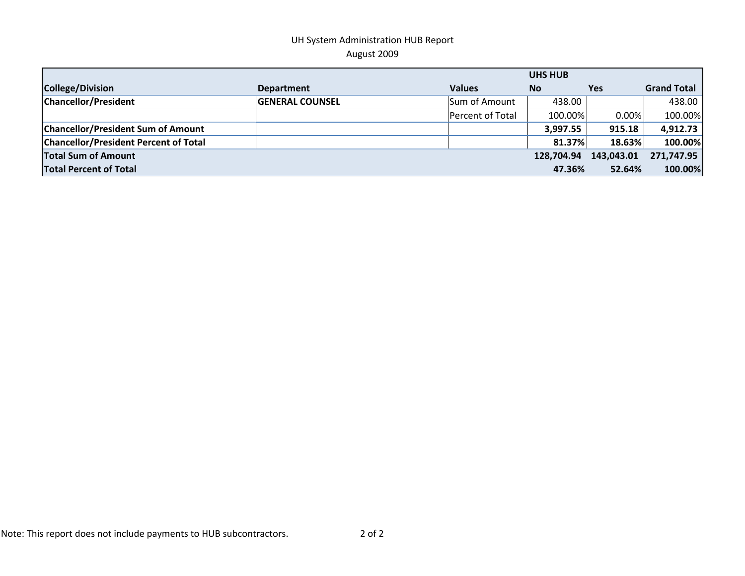UH System Administration HUB Report
August 2009

| | | | UHS HUB | | |
|---|---|---|---|---|---|
| **College/Division** | **Department** | **Values** | **No** | **Yes** | **Grand Total** |
| **Chancellor/President** | **GENERAL COUNSEL** | Sum of Amount | 438.00 | | 438.00 |
| | | Percent of Total | 100.00% | 0.00% | 100.00% |
| **Chancellor/President Sum of Amount** | | | **3,997.55** | **915.18** | **4,912.73** |
| **Chancellor/President Percent of Total** | | | **81.37%** | **18.63%** | **100.00%** |
| **Total Sum of Amount** | | | **128,704.94** | **143,043.01** | **271,747.95** |
| **Total Percent of Total** | | | **47.36%** | **52.64%** | **100.00%** |

Note: This report does not include payments to HUB subcontractors.